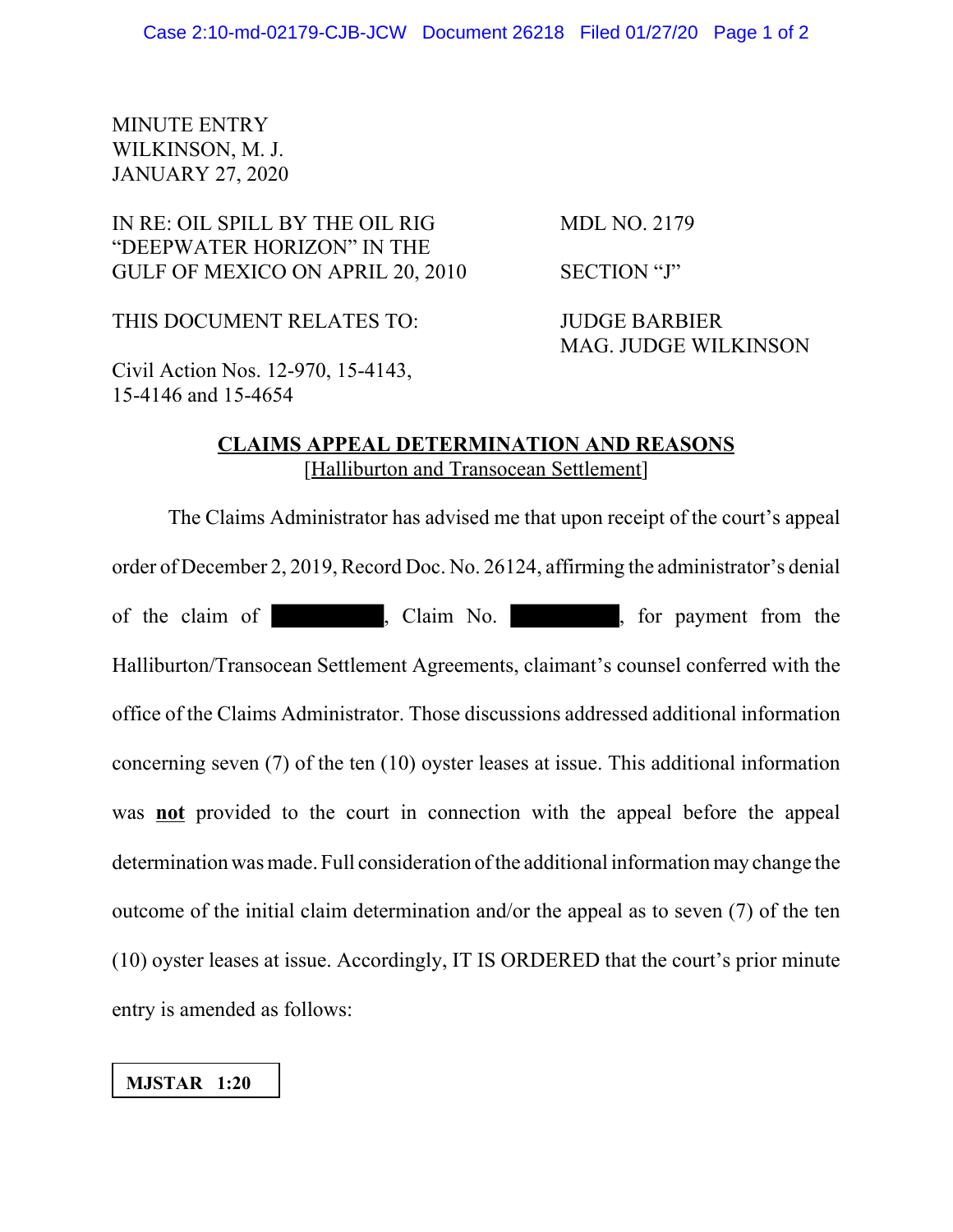MINUTE ENTRY
WILKINSON, M. J.
JANUARY 27, 2020

IN RE: OIL SPILL BY THE OIL RIG "DEEPWATER HORIZON" IN THE GULF OF MEXICO ON APRIL 20, 2010

MDL NO. 2179

SECTION "J"

THIS DOCUMENT RELATES TO:

JUDGE BARBIER
MAG. JUDGE WILKINSON

Civil Action Nos. 12-970, 15-4143, 15-4146 and 15-4654

## CLAIMS APPEAL DETERMINATION AND REASONS

[Halliburton and Transocean Settlement]

The Claims Administrator has advised me that upon receipt of the court's appeal order of December 2, 2019, Record Doc. No. 26124, affirming the administrator's denial of the claim of [REDACTED], Claim No. [REDACTED], for payment from the Halliburton/Transocean Settlement Agreements, claimant's counsel conferred with the office of the Claims Administrator. Those discussions addressed additional information concerning seven (7) of the ten (10) oyster leases at issue. This additional information was **not** provided to the court in connection with the appeal before the appeal determination was made. Full consideration of the additional information may change the outcome of the initial claim determination and/or the appeal as to seven (7) of the ten (10) oyster leases at issue. Accordingly, IT IS ORDERED that the court's prior minute entry is amended as follows:

**MJSTAR 1:20**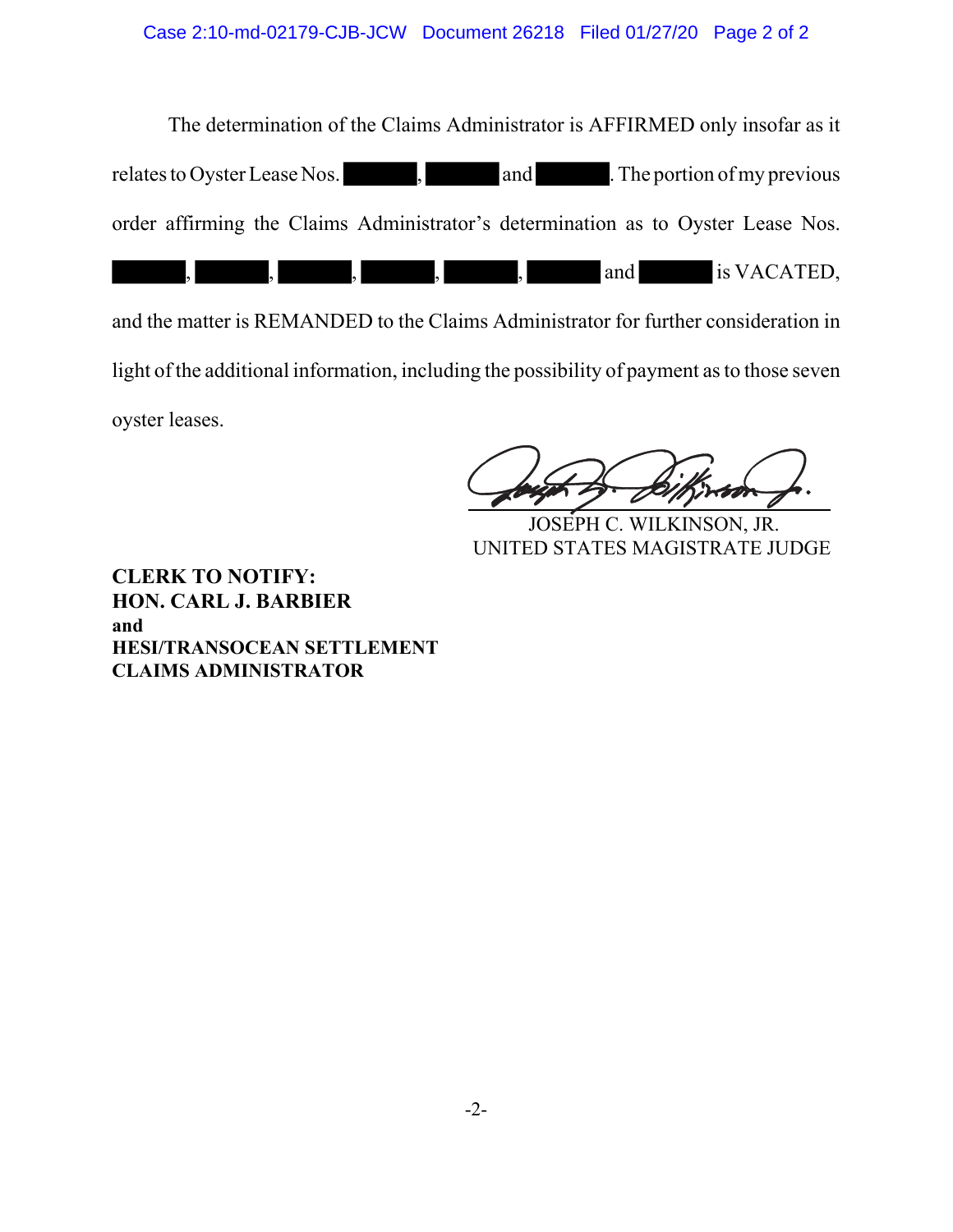The determination of the Claims Administrator is AFFIRMED only insofar as it relates to Oyster Lease Nos. ██████, ██████ and ██████. The portion of my previous order affirming the Claims Administrator's determination as to Oyster Lease Nos. ██████, ██████, ██████, ██████, ██████, ██████ and ██████ is VACATED, and the matter is REMANDED to the Claims Administrator for further consideration in light of the additional information, including the possibility of payment as to those seven oyster leases.

JOSEPH C. WILKINSON, JR.
UNITED STATES MAGISTRATE JUDGE

**CLERK TO NOTIFY:**
**HON. CARL J. BARBIER**
**and**
**HESI/TRANSOCEAN SETTLEMENT CLAIMS ADMINISTRATOR**